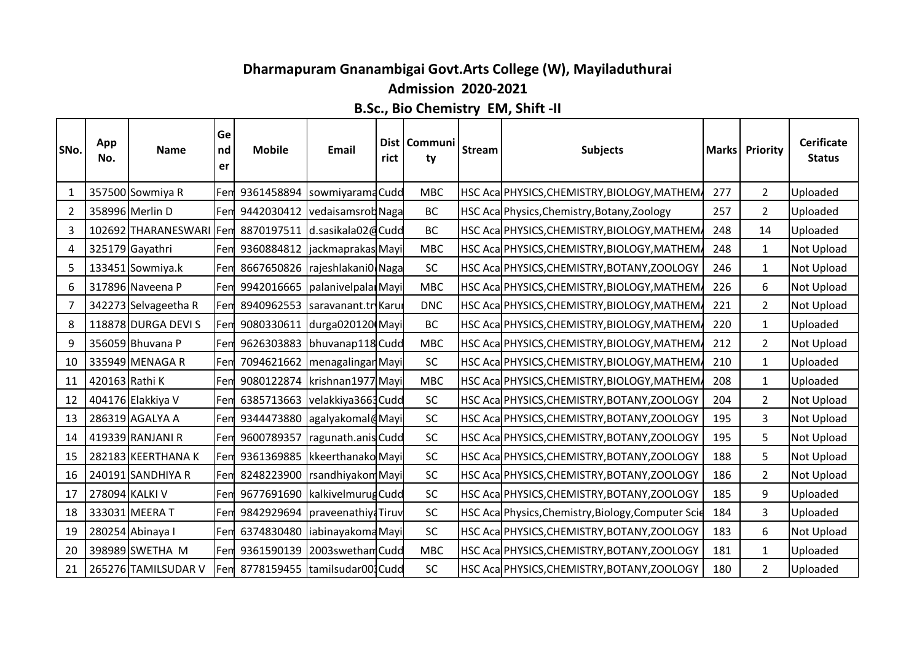# Dharmapuram Gnanambigai Govt.Arts College (W), Mayiladuthurai

## Admission 2020-2021

### B.Sc., Bio Chemistry EM, Shift -II

| SNo. | App No. | Name | Gender | Mobile | Email | District | Community | Stream | Subjects | Marks | Priority | Cerificate Status |
|---|---|---|---|---|---|---|---|---|---|---|---|---|
| 1 | 357500 | Sowmiya R | Fem | 9361458894 | sowmiyarama | Cudd | MBC | HSC Aca | PHYSICS,CHEMISTRY,BIOLOGY,MATHEM | 277 | 2 | Uploaded |
| 2 | 358996 | Merlin D | Fem | 9442030412 | vedaisamsrob | Naga | BC | HSC Aca | Physics,Chemistry,Botany,Zoology | 257 | 2 | Uploaded |
| 3 | 102692 | THARANESWARI | Fem | 8870197511 | d.sasikala02@ | Cudd | BC | HSC Aca | PHYSICS,CHEMISTRY,BIOLOGY,MATHEM | 248 | 14 | Uploaded |
| 4 | 325179 | Gayathri | Fem | 9360884812 | jackmaprakas | Mayi | MBC | HSC Aca | PHYSICS,CHEMISTRY,BIOLOGY,MATHEM | 248 | 1 | Not Upload |
| 5 | 133451 | Sowmiya.k | Fem | 8667650826 | rajeshlakani0 | Naga | SC | HSC Aca | PHYSICS,CHEMISTRY,BOTANY,ZOOLOGY | 246 | 1 | Not Upload |
| 6 | 317896 | Naveena P | Fem | 9942016665 | palanivelpala | Mayi | MBC | HSC Aca | PHYSICS,CHEMISTRY,BIOLOGY,MATHEM | 226 | 6 | Not Upload |
| 7 | 342273 | Selvageetha R | Fem | 8940962553 | saravanant.tr | Karu | DNC | HSC Aca | PHYSICS,CHEMISTRY,BIOLOGY,MATHEM | 221 | 2 | Not Upload |
| 8 | 118878 | DURGA DEVI S | Fem | 9080330611 | durga020120 | Mayi | BC | HSC Aca | PHYSICS,CHEMISTRY,BIOLOGY,MATHEM | 220 | 1 | Uploaded |
| 9 | 356059 | Bhuvana P | Fem | 9626303883 | bhuvanap118 | Cudd | MBC | HSC Aca | PHYSICS,CHEMISTRY,BIOLOGY,MATHEM | 212 | 2 | Not Upload |
| 10 | 335949 | MENAGA R | Fem | 7094621662 | menagalingar | Mayi | SC | HSC Aca | PHYSICS,CHEMISTRY,BIOLOGY,MATHEM | 210 | 1 | Uploaded |
| 11 | 420163 | Rathi K | Fem | 9080122874 | krishnan1977 | Mayi | MBC | HSC Aca | PHYSICS,CHEMISTRY,BIOLOGY,MATHEM | 208 | 1 | Uploaded |
| 12 | 404176 | Elakkiya V | Fem | 6385713663 | velakkiya3663 | Cudd | SC | HSC Aca | PHYSICS,CHEMISTRY,BOTANY,ZOOLOGY | 204 | 2 | Not Upload |
| 13 | 286319 | AGALYA A | Fem | 9344473880 | agalyakomal@ | Mayi | SC | HSC Aca | PHYSICS,CHEMISTRY,BOTANY,ZOOLOGY | 195 | 3 | Not Upload |
| 14 | 419339 | RANJANI R | Fem | 9600789357 | ragunath.anis | Cudd | SC | HSC Aca | PHYSICS,CHEMISTRY,BOTANY,ZOOLOGY | 195 | 5 | Not Upload |
| 15 | 282183 | KEERTHANA K | Fem | 9361369885 | kkeerthanako | Mayi | SC | HSC Aca | PHYSICS,CHEMISTRY,BOTANY,ZOOLOGY | 188 | 5 | Not Upload |
| 16 | 240191 | SANDHIYA R | Fem | 8248223900 | rsandhiyakom | Mayi | SC | HSC Aca | PHYSICS,CHEMISTRY,BOTANY,ZOOLOGY | 186 | 2 | Not Upload |
| 17 | 278094 | KALKI V | Fem | 9677691690 | kalkivelmurug | Cudd | SC | HSC Aca | PHYSICS,CHEMISTRY,BOTANY,ZOOLOGY | 185 | 9 | Uploaded |
| 18 | 333031 | MEERA T | Fem | 9842929694 | praveenathiya | Tiruv | SC | HSC Aca | Physics,Chemistry,Biology,Computer Scie | 184 | 3 | Uploaded |
| 19 | 280254 | Abinaya I | Fem | 6374830480 | iabinayakoma | Mayi | SC | HSC Aca | PHYSICS,CHEMISTRY,BOTANY,ZOOLOGY | 183 | 6 | Not Upload |
| 20 | 398989 | SWETHA M | Fem | 9361590139 | 2003swetham | Cudd | MBC | HSC Aca | PHYSICS,CHEMISTRY,BOTANY,ZOOLOGY | 181 | 1 | Uploaded |
| 21 | 265276 | TAMILSUDAR V | Fem | 8778159455 | tamilsudar00 | Cudd | SC | HSC Aca | PHYSICS,CHEMISTRY,BOTANY,ZOOLOGY | 180 | 2 | Uploaded |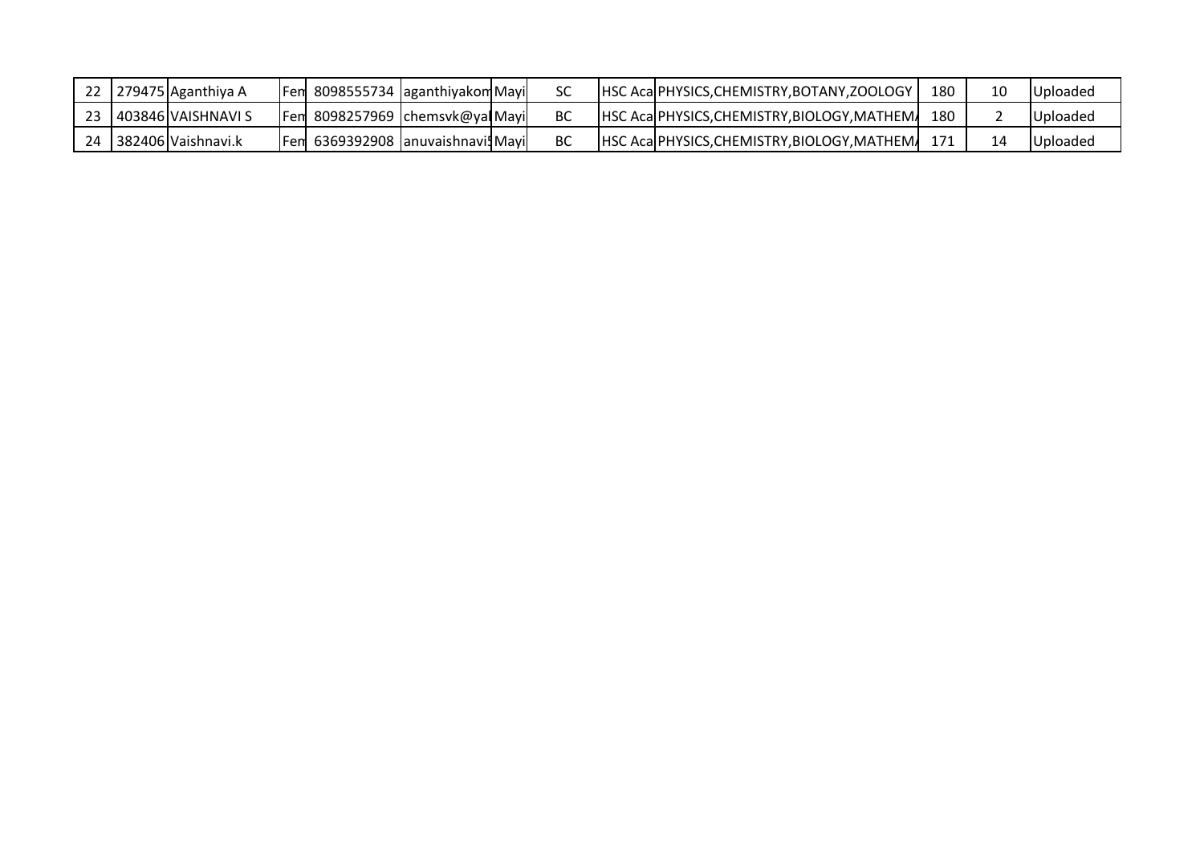| | | | | | | | | | | | | |
|---|---|---|---|---|---|---|---|---|---|---|---|---|
| 22 | 279475 | Aganthiya A | Fem | 8098555734 | aganthiyakom | Mayi | SC | HSC Aca | PHYSICS,CHEMISTRY,BOTANY,ZOOLOGY | 180 | 10 | Uploaded |
| 23 | 403846 | VAISHNAVI S | Fem | 8098257969 | chemsvk@yal | Mayi | BC | HSC Aca | PHYSICS,CHEMISTRY,BIOLOGY,MATHEM/ | 180 | 2 | Uploaded |
| 24 | 382406 | Vaishnavi.k | Fem | 6369392908 | anuvaishnavi5 | Mayi | BC | HSC Aca | PHYSICS,CHEMISTRY,BIOLOGY,MATHEM/ | 171 | 14 | Uploaded |